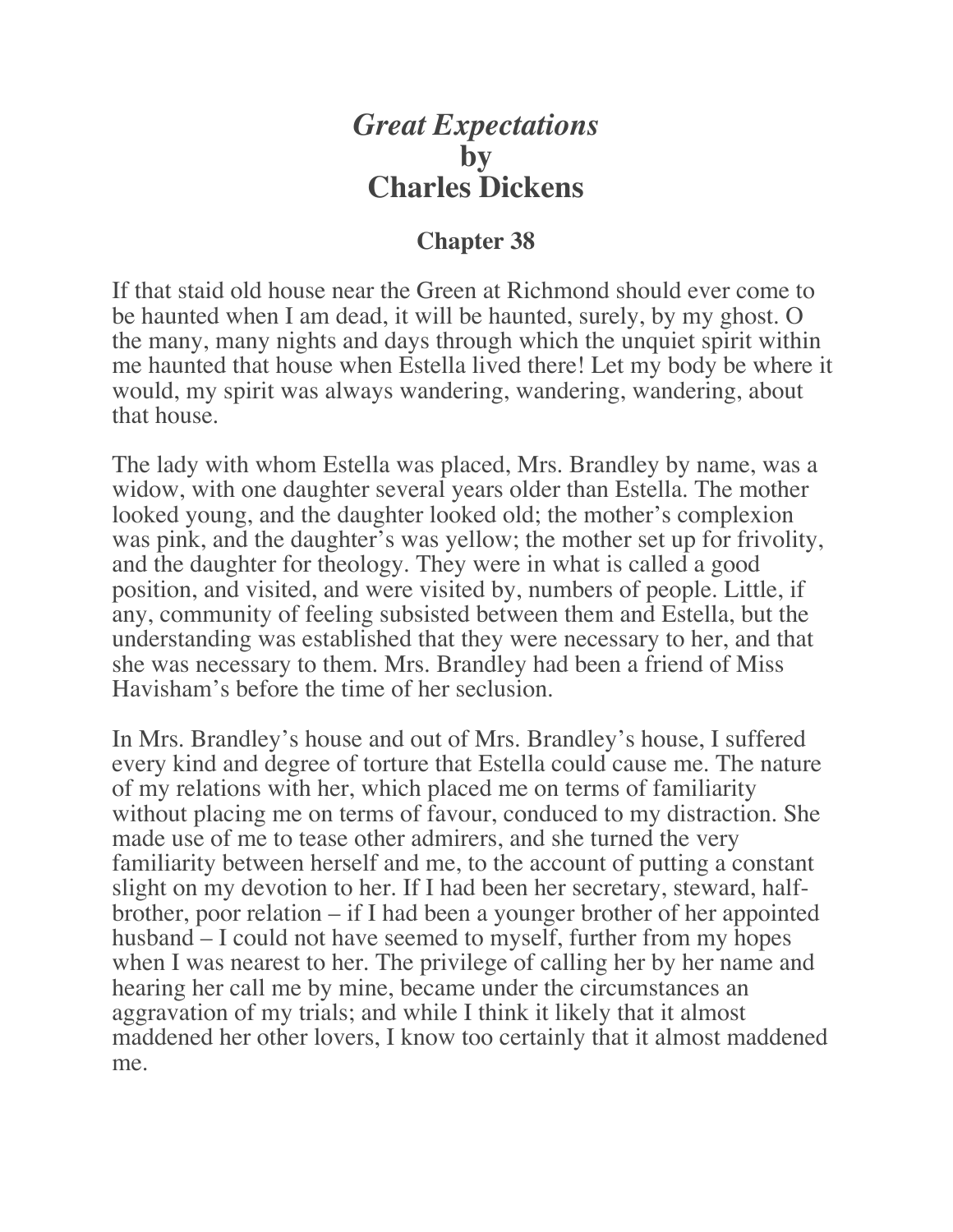# *Great Expectations*
# by
# Charles Dickens

## Chapter 38

If that staid old house near the Green at Richmond should ever come to be haunted when I am dead, it will be haunted, surely, by my ghost. O the many, many nights and days through which the unquiet spirit within me haunted that house when Estella lived there! Let my body be where it would, my spirit was always wandering, wandering, wandering, about that house.

The lady with whom Estella was placed, Mrs. Brandley by name, was a widow, with one daughter several years older than Estella. The mother looked young, and the daughter looked old; the mother's complexion was pink, and the daughter's was yellow; the mother set up for frivolity, and the daughter for theology. They were in what is called a good position, and visited, and were visited by, numbers of people. Little, if any, community of feeling subsisted between them and Estella, but the understanding was established that they were necessary to her, and that she was necessary to them. Mrs. Brandley had been a friend of Miss Havisham's before the time of her seclusion.

In Mrs. Brandley's house and out of Mrs. Brandley's house, I suffered every kind and degree of torture that Estella could cause me. The nature of my relations with her, which placed me on terms of familiarity without placing me on terms of favour, conduced to my distraction. She made use of me to tease other admirers, and she turned the very familiarity between herself and me, to the account of putting a constant slight on my devotion to her. If I had been her secretary, steward, half-brother, poor relation – if I had been a younger brother of her appointed husband – I could not have seemed to myself, further from my hopes when I was nearest to her. The privilege of calling her by her name and hearing her call me by mine, became under the circumstances an aggravation of my trials; and while I think it likely that it almost maddened her other lovers, I know too certainly that it almost maddened me.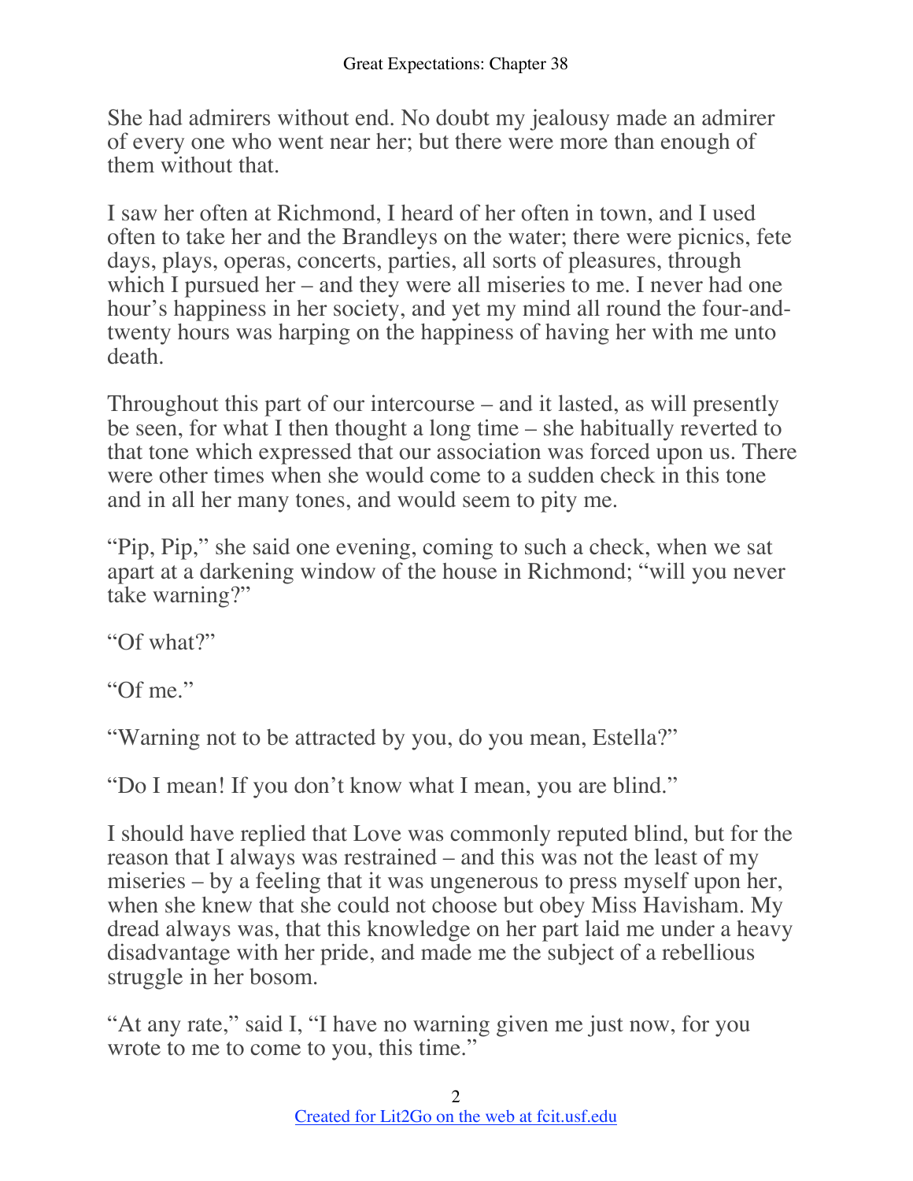She had admirers without end. No doubt my jealousy made an admirer of every one who went near her; but there were more than enough of them without that.

I saw her often at Richmond, I heard of her often in town, and I used often to take her and the Brandleys on the water; there were picnics, fete days, plays, operas, concerts, parties, all sorts of pleasures, through which I pursued her – and they were all miseries to me. I never had one hour's happiness in her society, and yet my mind all round the four-and-twenty hours was harping on the happiness of having her with me unto death.

Throughout this part of our intercourse – and it lasted, as will presently be seen, for what I then thought a long time – she habitually reverted to that tone which expressed that our association was forced upon us. There were other times when she would come to a sudden check in this tone and in all her many tones, and would seem to pity me.

"Pip, Pip," she said one evening, coming to such a check, when we sat apart at a darkening window of the house in Richmond; "will you never take warning?"

"Of what?"

"Of me."

"Warning not to be attracted by you, do you mean, Estella?"

"Do I mean! If you don't know what I mean, you are blind."

I should have replied that Love was commonly reputed blind, but for the reason that I always was restrained – and this was not the least of my miseries – by a feeling that it was ungenerous to press myself upon her, when she knew that she could not choose but obey Miss Havisham. My dread always was, that this knowledge on her part laid me under a heavy disadvantage with her pride, and made me the subject of a rebellious struggle in her bosom.

"At any rate," said I, "I have no warning given me just now, for you wrote to me to come to you, this time."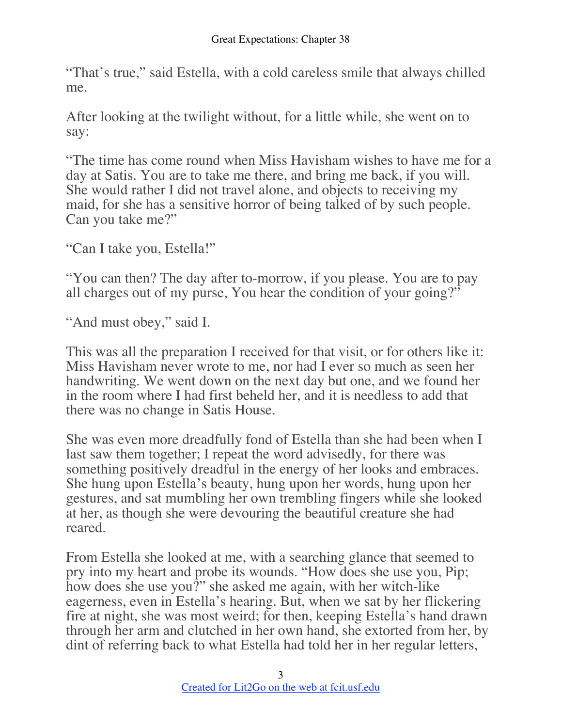"That's true," said Estella, with a cold careless smile that always chilled me.

After looking at the twilight without, for a little while, she went on to say:

"The time has come round when Miss Havisham wishes to have me for a day at Satis. You are to take me there, and bring me back, if you will. She would rather I did not travel alone, and objects to receiving my maid, for she has a sensitive horror of being talked of by such people. Can you take me?"

"Can I take you, Estella!"

"You can then? The day after to-morrow, if you please. You are to pay all charges out of my purse, You hear the condition of your going?"

"And must obey," said I.

This was all the preparation I received for that visit, or for others like it: Miss Havisham never wrote to me, nor had I ever so much as seen her handwriting. We went down on the next day but one, and we found her in the room where I had first beheld her, and it is needless to add that there was no change in Satis House.

She was even more dreadfully fond of Estella than she had been when I last saw them together; I repeat the word advisedly, for there was something positively dreadful in the energy of her looks and embraces. She hung upon Estella's beauty, hung upon her words, hung upon her gestures, and sat mumbling her own trembling fingers while she looked at her, as though she were devouring the beautiful creature she had reared.

From Estella she looked at me, with a searching glance that seemed to pry into my heart and probe its wounds. "How does she use you, Pip; how does she use you?" she asked me again, with her witch-like eagerness, even in Estella's hearing. But, when we sat by her flickering fire at night, she was most weird; for then, keeping Estella's hand drawn through her arm and clutched in her own hand, she extorted from her, by dint of referring back to what Estella had told her in her regular letters,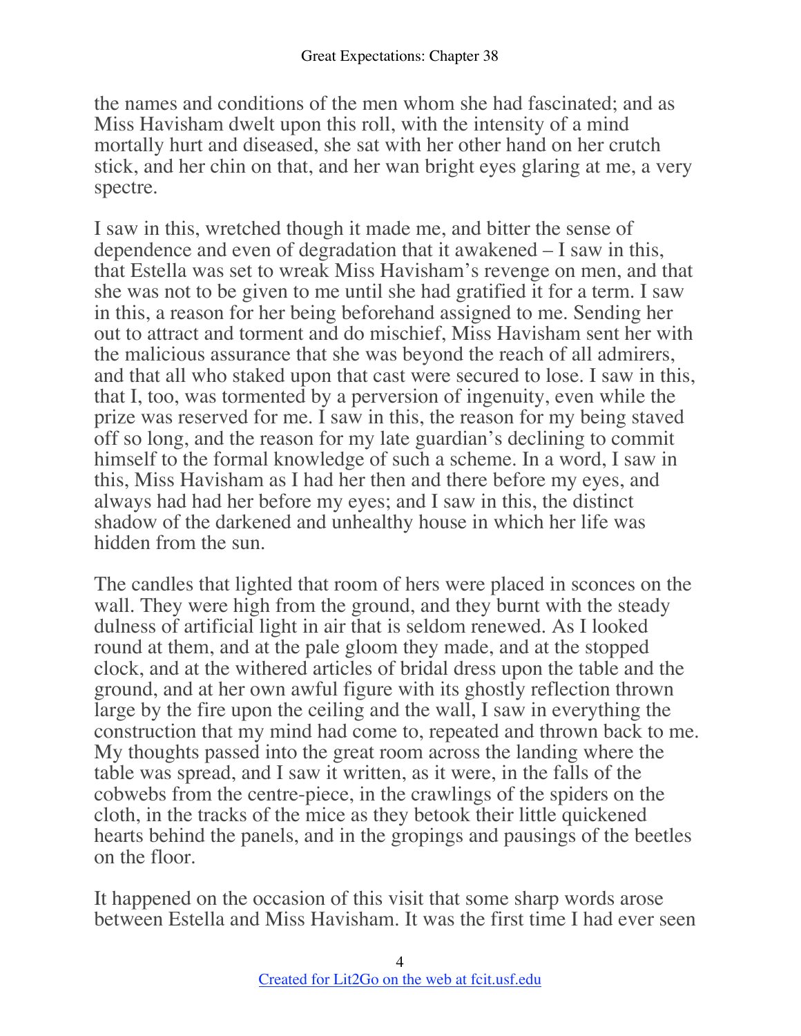the names and conditions of the men whom she had fascinated; and as Miss Havisham dwelt upon this roll, with the intensity of a mind mortally hurt and diseased, she sat with her other hand on her crutch stick, and her chin on that, and her wan bright eyes glaring at me, a very spectre.

I saw in this, wretched though it made me, and bitter the sense of dependence and even of degradation that it awakened – I saw in this, that Estella was set to wreak Miss Havisham's revenge on men, and that she was not to be given to me until she had gratified it for a term. I saw in this, a reason for her being beforehand assigned to me. Sending her out to attract and torment and do mischief, Miss Havisham sent her with the malicious assurance that she was beyond the reach of all admirers, and that all who staked upon that cast were secured to lose. I saw in this, that I, too, was tormented by a perversion of ingenuity, even while the prize was reserved for me. I saw in this, the reason for my being staved off so long, and the reason for my late guardian's declining to commit himself to the formal knowledge of such a scheme. In a word, I saw in this, Miss Havisham as I had her then and there before my eyes, and always had had her before my eyes; and I saw in this, the distinct shadow of the darkened and unhealthy house in which her life was hidden from the sun.

The candles that lighted that room of hers were placed in sconces on the wall. They were high from the ground, and they burnt with the steady dulness of artificial light in air that is seldom renewed. As I looked round at them, and at the pale gloom they made, and at the stopped clock, and at the withered articles of bridal dress upon the table and the ground, and at her own awful figure with its ghostly reflection thrown large by the fire upon the ceiling and the wall, I saw in everything the construction that my mind had come to, repeated and thrown back to me. My thoughts passed into the great room across the landing where the table was spread, and I saw it written, as it were, in the falls of the cobwebs from the centre-piece, in the crawlings of the spiders on the cloth, in the tracks of the mice as they betook their little quickened hearts behind the panels, and in the gropings and pausings of the beetles on the floor.

It happened on the occasion of this visit that some sharp words arose between Estella and Miss Havisham. It was the first time I had ever seen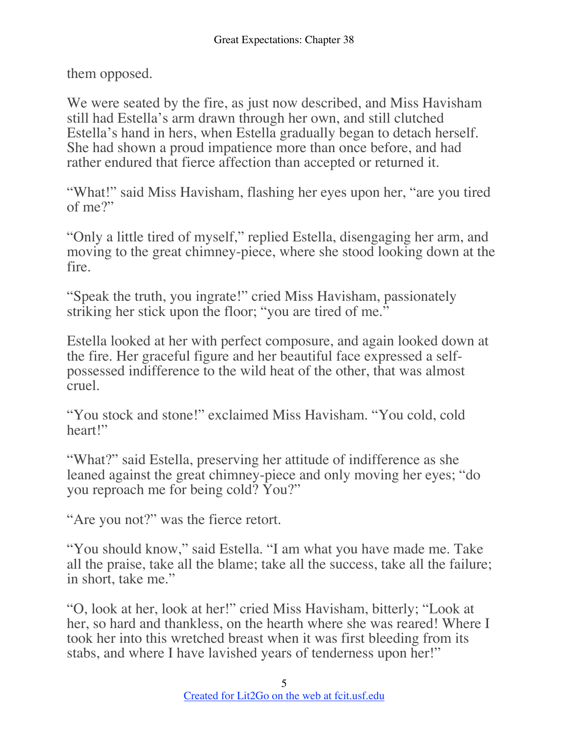them opposed.

We were seated by the fire, as just now described, and Miss Havisham still had Estella's arm drawn through her own, and still clutched Estella's hand in hers, when Estella gradually began to detach herself. She had shown a proud impatience more than once before, and had rather endured that fierce affection than accepted or returned it.

"What!" said Miss Havisham, flashing her eyes upon her, "are you tired of me?"

"Only a little tired of myself," replied Estella, disengaging her arm, and moving to the great chimney-piece, where she stood looking down at the fire.

"Speak the truth, you ingrate!" cried Miss Havisham, passionately striking her stick upon the floor; "you are tired of me."

Estella looked at her with perfect composure, and again looked down at the fire. Her graceful figure and her beautiful face expressed a self-possessed indifference to the wild heat of the other, that was almost cruel.

"You stock and stone!" exclaimed Miss Havisham. "You cold, cold heart!"

"What?" said Estella, preserving her attitude of indifference as she leaned against the great chimney-piece and only moving her eyes; "do you reproach me for being cold? You?"

"Are you not?" was the fierce retort.

"You should know," said Estella. "I am what you have made me. Take all the praise, take all the blame; take all the success, take all the failure; in short, take me."

"O, look at her, look at her!" cried Miss Havisham, bitterly; "Look at her, so hard and thankless, on the hearth where she was reared! Where I took her into this wretched breast when it was first bleeding from its stabs, and where I have lavished years of tenderness upon her!"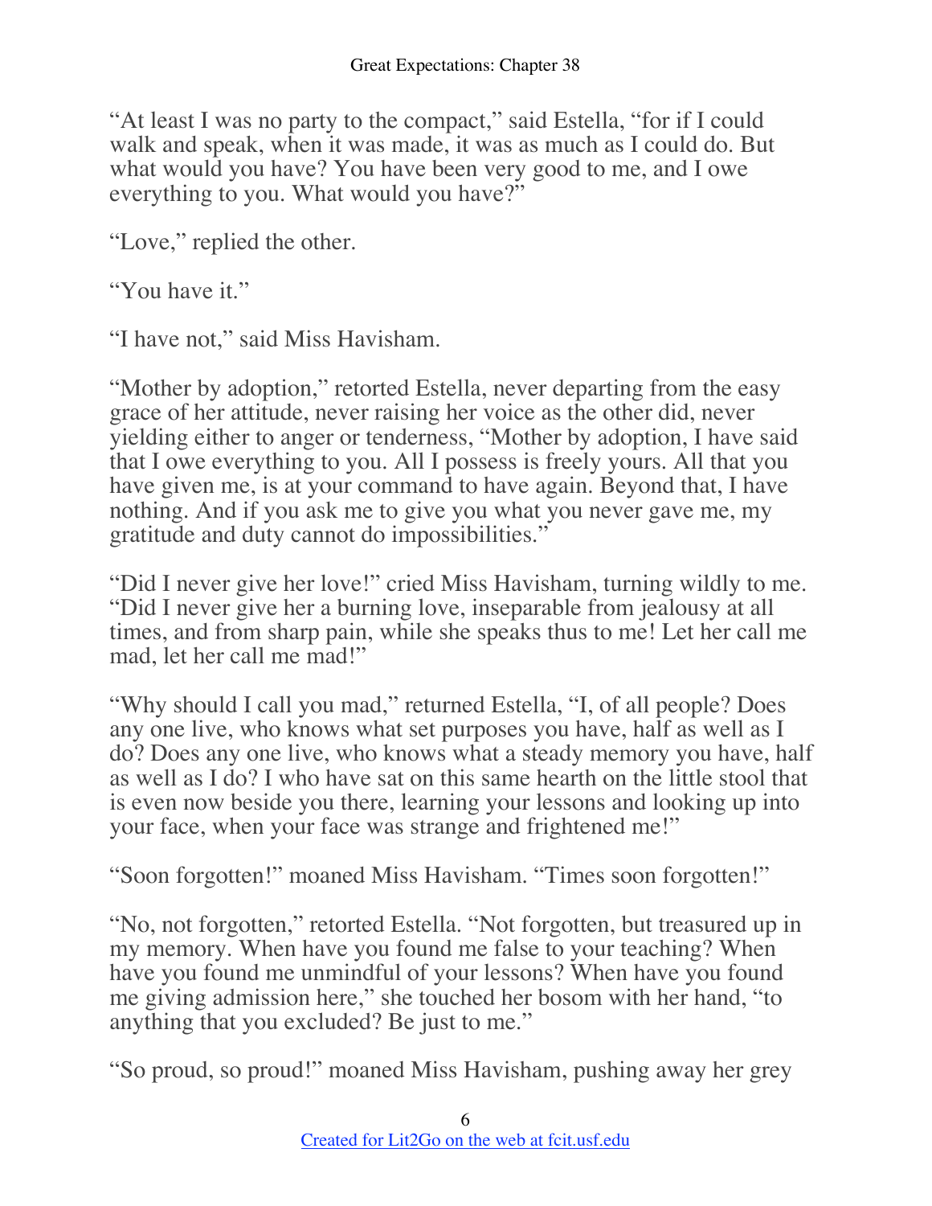"At least I was no party to the compact," said Estella, "for if I could walk and speak, when it was made, it was as much as I could do. But what would you have? You have been very good to me, and I owe everything to you. What would you have?"

"Love," replied the other.

"You have it."

"I have not," said Miss Havisham.

"Mother by adoption," retorted Estella, never departing from the easy grace of her attitude, never raising her voice as the other did, never yielding either to anger or tenderness, "Mother by adoption, I have said that I owe everything to you. All I possess is freely yours. All that you have given me, is at your command to have again. Beyond that, I have nothing. And if you ask me to give you what you never gave me, my gratitude and duty cannot do impossibilities."

"Did I never give her love!" cried Miss Havisham, turning wildly to me. "Did I never give her a burning love, inseparable from jealousy at all times, and from sharp pain, while she speaks thus to me! Let her call me mad, let her call me mad!"

"Why should I call you mad," returned Estella, "I, of all people? Does any one live, who knows what set purposes you have, half as well as I do? Does any one live, who knows what a steady memory you have, half as well as I do? I who have sat on this same hearth on the little stool that is even now beside you there, learning your lessons and looking up into your face, when your face was strange and frightened me!"

"Soon forgotten!" moaned Miss Havisham. "Times soon forgotten!"

"No, not forgotten," retorted Estella. "Not forgotten, but treasured up in my memory. When have you found me false to your teaching? When have you found me unmindful of your lessons? When have you found me giving admission here," she touched her bosom with her hand, "to anything that you excluded? Be just to me."

"So proud, so proud!" moaned Miss Havisham, pushing away her grey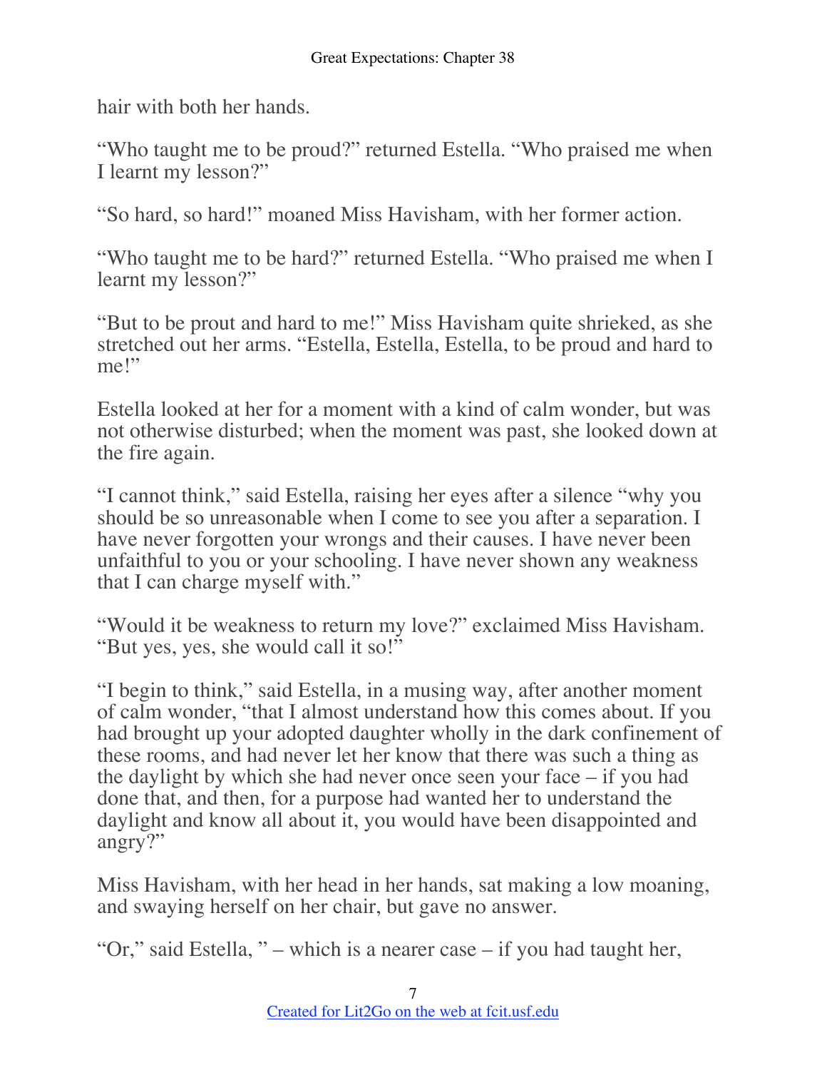hair with both her hands.

“Who taught me to be proud?” returned Estella. “Who praised me when I learnt my lesson?”

“So hard, so hard!” moaned Miss Havisham, with her former action.

“Who taught me to be hard?” returned Estella. “Who praised me when I learnt my lesson?”

“But to be prout and hard to me!” Miss Havisham quite shrieked, as she stretched out her arms. “Estella, Estella, Estella, to be proud and hard to me!”

Estella looked at her for a moment with a kind of calm wonder, but was not otherwise disturbed; when the moment was past, she looked down at the fire again.

“I cannot think,” said Estella, raising her eyes after a silence “why you should be so unreasonable when I come to see you after a separation. I have never forgotten your wrongs and their causes. I have never been unfaithful to you or your schooling. I have never shown any weakness that I can charge myself with.”

“Would it be weakness to return my love?” exclaimed Miss Havisham. “But yes, yes, she would call it so!”

“I begin to think,” said Estella, in a musing way, after another moment of calm wonder, “that I almost understand how this comes about. If you had brought up your adopted daughter wholly in the dark confinement of these rooms, and had never let her know that there was such a thing as the daylight by which she had never once seen your face – if you had done that, and then, for a purpose had wanted her to understand the daylight and know all about it, you would have been disappointed and angry?”

Miss Havisham, with her head in her hands, sat making a low moaning, and swaying herself on her chair, but gave no answer.

“Or,” said Estella, ” – which is a nearer case – if you had taught her,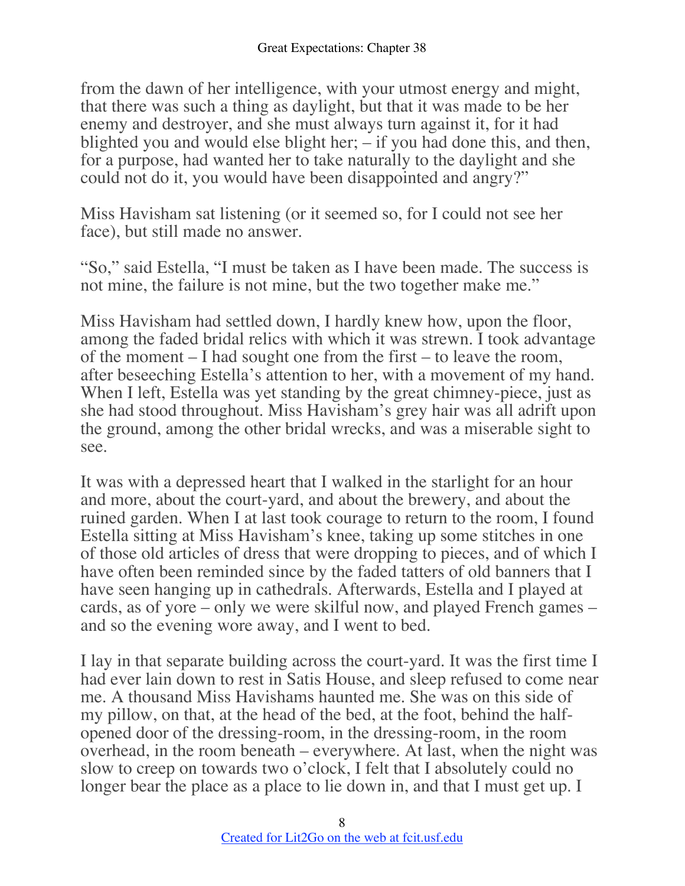from the dawn of her intelligence, with your utmost energy and might, that there was such a thing as daylight, but that it was made to be her enemy and destroyer, and she must always turn against it, for it had blighted you and would else blight her; – if you had done this, and then, for a purpose, had wanted her to take naturally to the daylight and she could not do it, you would have been disappointed and angry?"

Miss Havisham sat listening (or it seemed so, for I could not see her face), but still made no answer.

"So," said Estella, "I must be taken as I have been made. The success is not mine, the failure is not mine, but the two together make me."

Miss Havisham had settled down, I hardly knew how, upon the floor, among the faded bridal relics with which it was strewn. I took advantage of the moment – I had sought one from the first – to leave the room, after beseeching Estella's attention to her, with a movement of my hand. When I left, Estella was yet standing by the great chimney-piece, just as she had stood throughout. Miss Havisham's grey hair was all adrift upon the ground, among the other bridal wrecks, and was a miserable sight to see.

It was with a depressed heart that I walked in the starlight for an hour and more, about the court-yard, and about the brewery, and about the ruined garden. When I at last took courage to return to the room, I found Estella sitting at Miss Havisham's knee, taking up some stitches in one of those old articles of dress that were dropping to pieces, and of which I have often been reminded since by the faded tatters of old banners that I have seen hanging up in cathedrals. Afterwards, Estella and I played at cards, as of yore – only we were skilful now, and played French games – and so the evening wore away, and I went to bed.

I lay in that separate building across the court-yard. It was the first time I had ever lain down to rest in Satis House, and sleep refused to come near me. A thousand Miss Havishams haunted me. She was on this side of my pillow, on that, at the head of the bed, at the foot, behind the half-opened door of the dressing-room, in the dressing-room, in the room overhead, in the room beneath – everywhere. At last, when the night was slow to creep on towards two o'clock, I felt that I absolutely could no longer bear the place as a place to lie down in, and that I must get up. I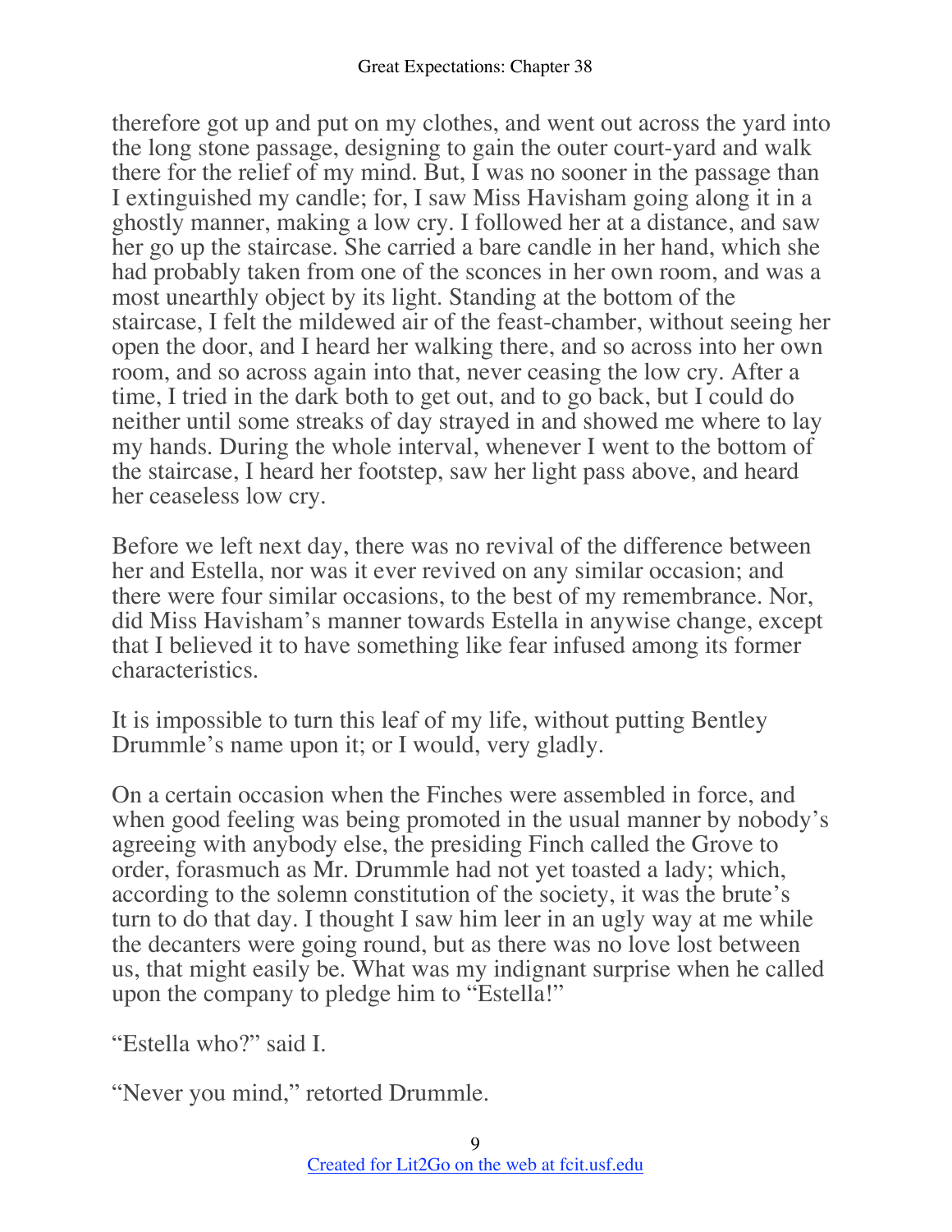therefore got up and put on my clothes, and went out across the yard into the long stone passage, designing to gain the outer court-yard and walk there for the relief of my mind. But, I was no sooner in the passage than I extinguished my candle; for, I saw Miss Havisham going along it in a ghostly manner, making a low cry. I followed her at a distance, and saw her go up the staircase. She carried a bare candle in her hand, which she had probably taken from one of the sconces in her own room, and was a most unearthly object by its light. Standing at the bottom of the staircase, I felt the mildewed air of the feast-chamber, without seeing her open the door, and I heard her walking there, and so across into her own room, and so across again into that, never ceasing the low cry. After a time, I tried in the dark both to get out, and to go back, but I could do neither until some streaks of day strayed in and showed me where to lay my hands. During the whole interval, whenever I went to the bottom of the staircase, I heard her footstep, saw her light pass above, and heard her ceaseless low cry.

Before we left next day, there was no revival of the difference between her and Estella, nor was it ever revived on any similar occasion; and there were four similar occasions, to the best of my remembrance. Nor, did Miss Havisham's manner towards Estella in anywise change, except that I believed it to have something like fear infused among its former characteristics.

It is impossible to turn this leaf of my life, without putting Bentley Drummle's name upon it; or I would, very gladly.

On a certain occasion when the Finches were assembled in force, and when good feeling was being promoted in the usual manner by nobody's agreeing with anybody else, the presiding Finch called the Grove to order, forasmuch as Mr. Drummle had not yet toasted a lady; which, according to the solemn constitution of the society, it was the brute's turn to do that day. I thought I saw him leer in an ugly way at me while the decanters were going round, but as there was no love lost between us, that might easily be. What was my indignant surprise when he called upon the company to pledge him to "Estella!"

"Estella who?" said I.

"Never you mind," retorted Drummle.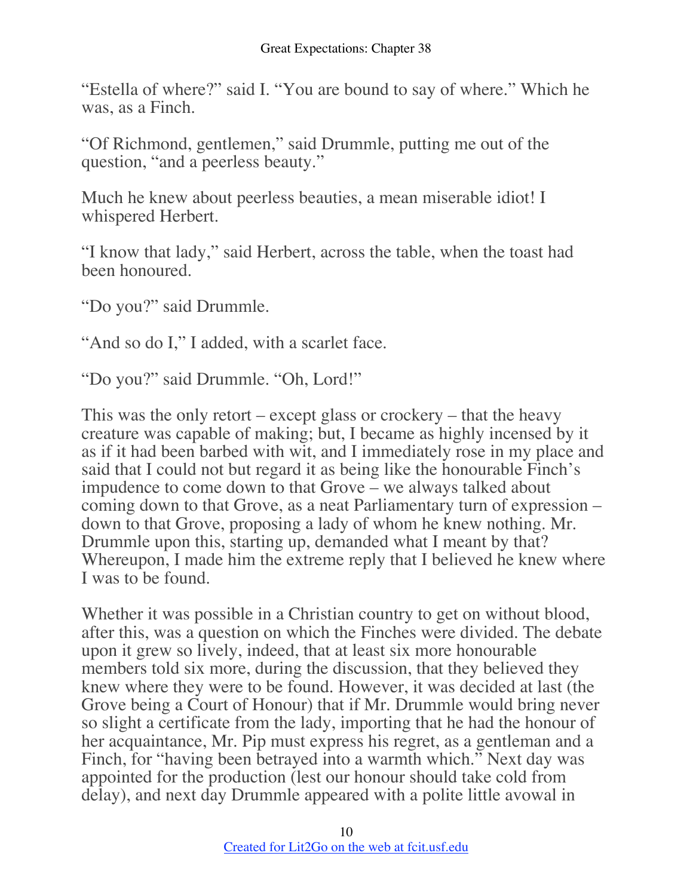"Estella of where?" said I. "You are bound to say of where." Which he was, as a Finch.

"Of Richmond, gentlemen," said Drummle, putting me out of the question, "and a peerless beauty."

Much he knew about peerless beauties, a mean miserable idiot! I whispered Herbert.

"I know that lady," said Herbert, across the table, when the toast had been honoured.

"Do you?" said Drummle.

"And so do I," I added, with a scarlet face.

"Do you?" said Drummle. "Oh, Lord!"

This was the only retort – except glass or crockery – that the heavy creature was capable of making; but, I became as highly incensed by it as if it had been barbed with wit, and I immediately rose in my place and said that I could not but regard it as being like the honourable Finch's impudence to come down to that Grove – we always talked about coming down to that Grove, as a neat Parliamentary turn of expression – down to that Grove, proposing a lady of whom he knew nothing. Mr. Drummle upon this, starting up, demanded what I meant by that? Whereupon, I made him the extreme reply that I believed he knew where I was to be found.

Whether it was possible in a Christian country to get on without blood, after this, was a question on which the Finches were divided. The debate upon it grew so lively, indeed, that at least six more honourable members told six more, during the discussion, that they believed they knew where they were to be found. However, it was decided at last (the Grove being a Court of Honour) that if Mr. Drummle would bring never so slight a certificate from the lady, importing that he had the honour of her acquaintance, Mr. Pip must express his regret, as a gentleman and a Finch, for "having been betrayed into a warmth which." Next day was appointed for the production (lest our honour should take cold from delay), and next day Drummle appeared with a polite little avowal in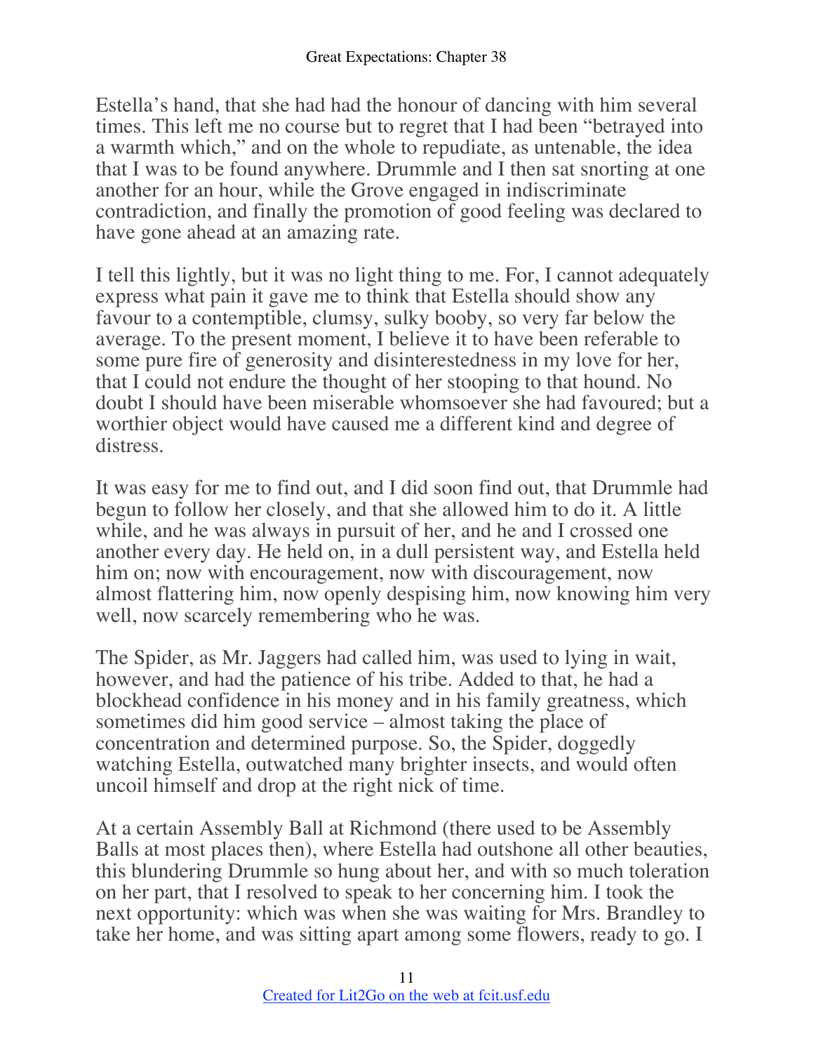Estella's hand, that she had had the honour of dancing with him several times. This left me no course but to regret that I had been "betrayed into a warmth which," and on the whole to repudiate, as untenable, the idea that I was to be found anywhere. Drummle and I then sat snorting at one another for an hour, while the Grove engaged in indiscriminate contradiction, and finally the promotion of good feeling was declared to have gone ahead at an amazing rate.

I tell this lightly, but it was no light thing to me. For, I cannot adequately express what pain it gave me to think that Estella should show any favour to a contemptible, clumsy, sulky booby, so very far below the average. To the present moment, I believe it to have been referable to some pure fire of generosity and disinterestedness in my love for her, that I could not endure the thought of her stooping to that hound. No doubt I should have been miserable whomsoever she had favoured; but a worthier object would have caused me a different kind and degree of distress.

It was easy for me to find out, and I did soon find out, that Drummle had begun to follow her closely, and that she allowed him to do it. A little while, and he was always in pursuit of her, and he and I crossed one another every day. He held on, in a dull persistent way, and Estella held him on; now with encouragement, now with discouragement, now almost flattering him, now openly despising him, now knowing him very well, now scarcely remembering who he was.

The Spider, as Mr. Jaggers had called him, was used to lying in wait, however, and had the patience of his tribe. Added to that, he had a blockhead confidence in his money and in his family greatness, which sometimes did him good service – almost taking the place of concentration and determined purpose. So, the Spider, doggedly watching Estella, outwatched many brighter insects, and would often uncoil himself and drop at the right nick of time.

At a certain Assembly Ball at Richmond (there used to be Assembly Balls at most places then), where Estella had outshone all other beauties, this blundering Drummle so hung about her, and with so much toleration on her part, that I resolved to speak to her concerning him. I took the next opportunity: which was when she was waiting for Mrs. Brandley to take her home, and was sitting apart among some flowers, ready to go. I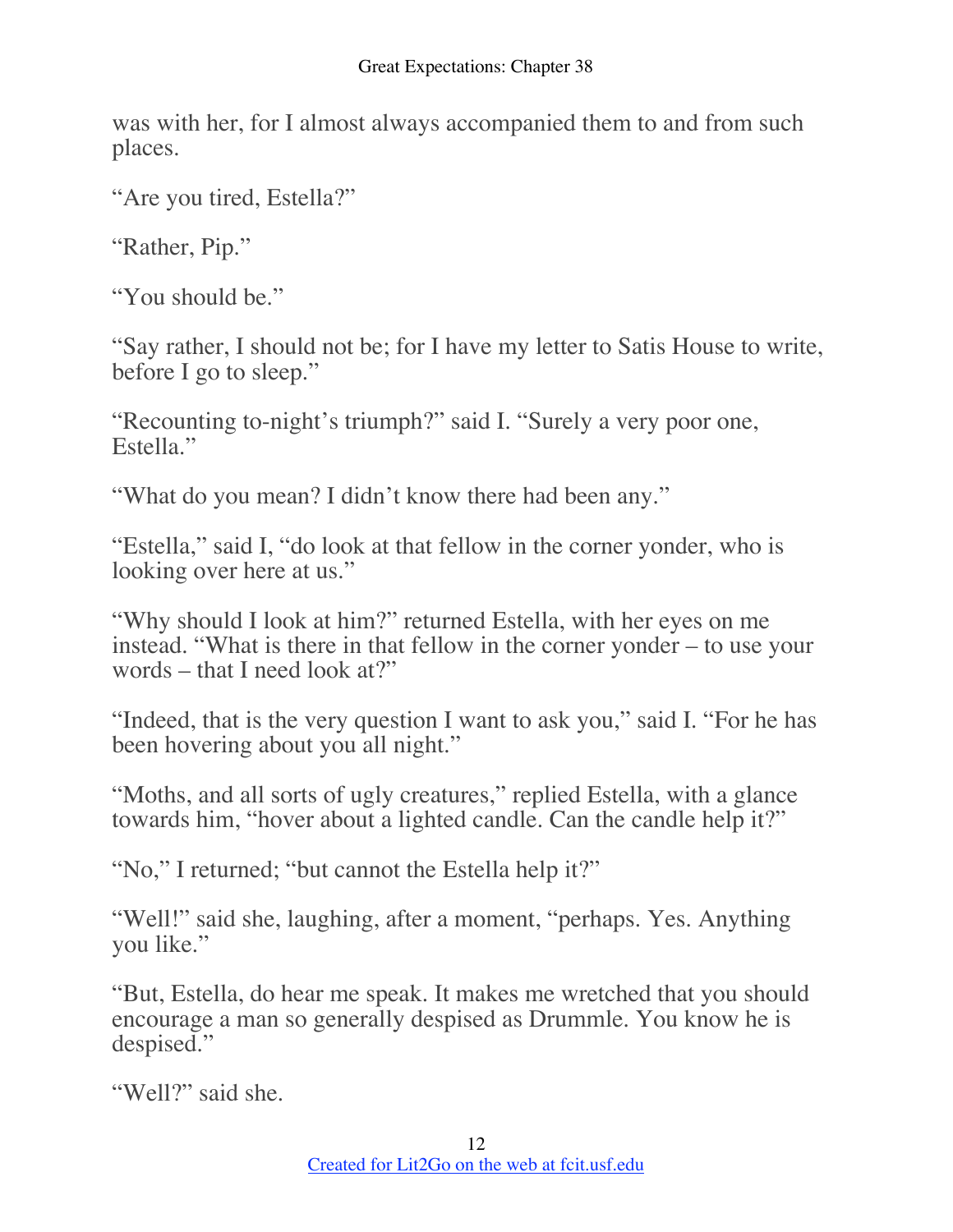was with her, for I almost always accompanied them to and from such places.

"Are you tired, Estella?"

"Rather, Pip."

"You should be."

"Say rather, I should not be; for I have my letter to Satis House to write, before I go to sleep."

"Recounting to-night's triumph?" said I. "Surely a very poor one, Estella."

"What do you mean? I didn't know there had been any."

"Estella," said I, "do look at that fellow in the corner yonder, who is looking over here at us."

"Why should I look at him?" returned Estella, with her eyes on me instead. "What is there in that fellow in the corner yonder – to use your words – that I need look at?"

"Indeed, that is the very question I want to ask you," said I. "For he has been hovering about you all night."

"Moths, and all sorts of ugly creatures," replied Estella, with a glance towards him, "hover about a lighted candle. Can the candle help it?"

"No," I returned; "but cannot the Estella help it?"

"Well!" said she, laughing, after a moment, "perhaps. Yes. Anything you like."

"But, Estella, do hear me speak. It makes me wretched that you should encourage a man so generally despised as Drummle. You know he is despised."

"Well?" said she.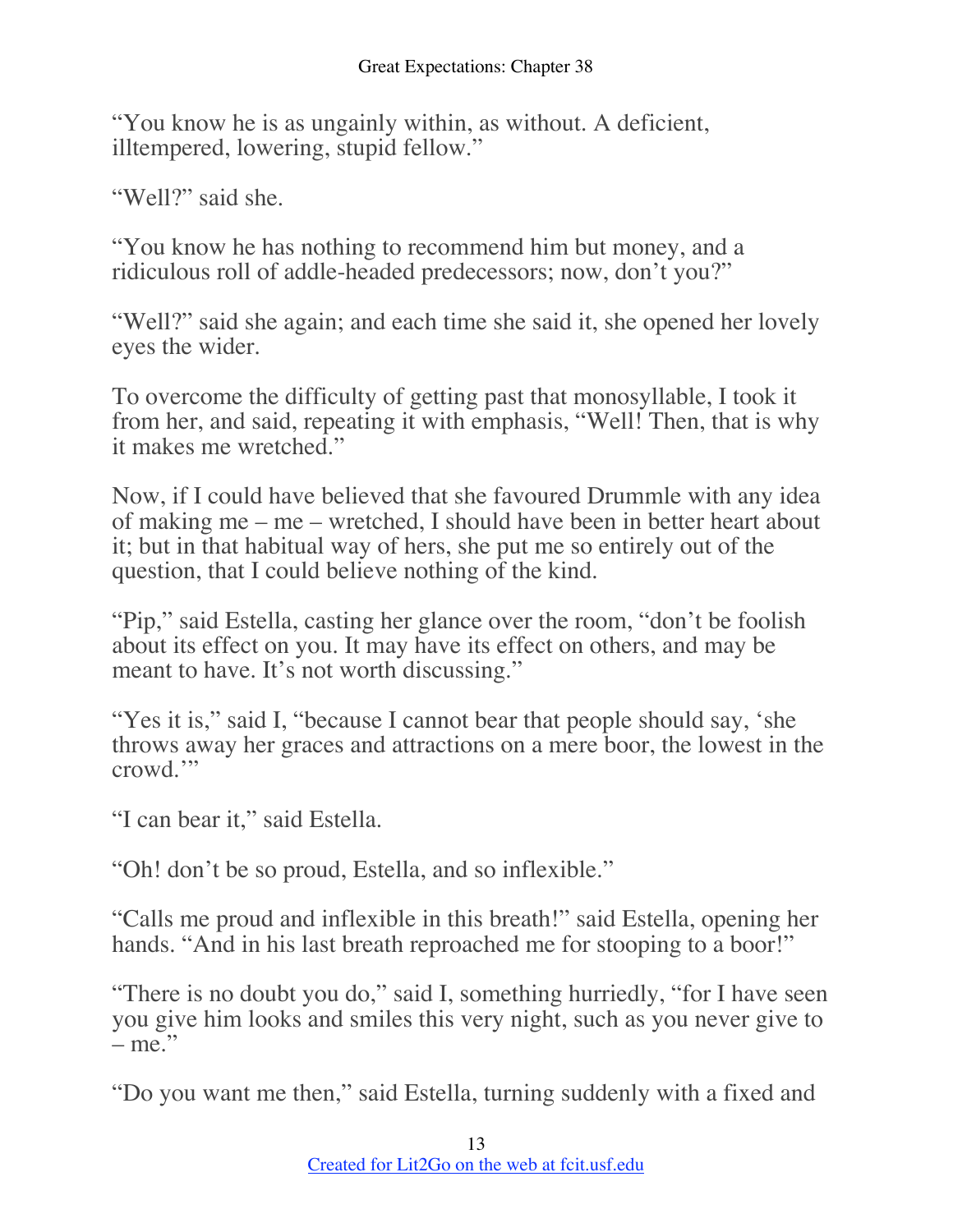"You know he is as ungainly within, as without. A deficient, illtempered, lowering, stupid fellow."

"Well?" said she.

"You know he has nothing to recommend him but money, and a ridiculous roll of addle-headed predecessors; now, don't you?"

"Well?" said she again; and each time she said it, she opened her lovely eyes the wider.

To overcome the difficulty of getting past that monosyllable, I took it from her, and said, repeating it with emphasis, "Well! Then, that is why it makes me wretched."

Now, if I could have believed that she favoured Drummle with any idea of making me – me – wretched, I should have been in better heart about it; but in that habitual way of hers, she put me so entirely out of the question, that I could believe nothing of the kind.

"Pip," said Estella, casting her glance over the room, "don't be foolish about its effect on you. It may have its effect on others, and may be meant to have. It's not worth discussing."

"Yes it is," said I, "because I cannot bear that people should say, 'she throws away her graces and attractions on a mere boor, the lowest in the crowd.'"

"I can bear it," said Estella.

"Oh! don't be so proud, Estella, and so inflexible."

"Calls me proud and inflexible in this breath!" said Estella, opening her hands. "And in his last breath reproached me for stooping to a boor!"

"There is no doubt you do," said I, something hurriedly, "for I have seen you give him looks and smiles this very night, such as you never give to – me."

"Do you want me then," said Estella, turning suddenly with a fixed and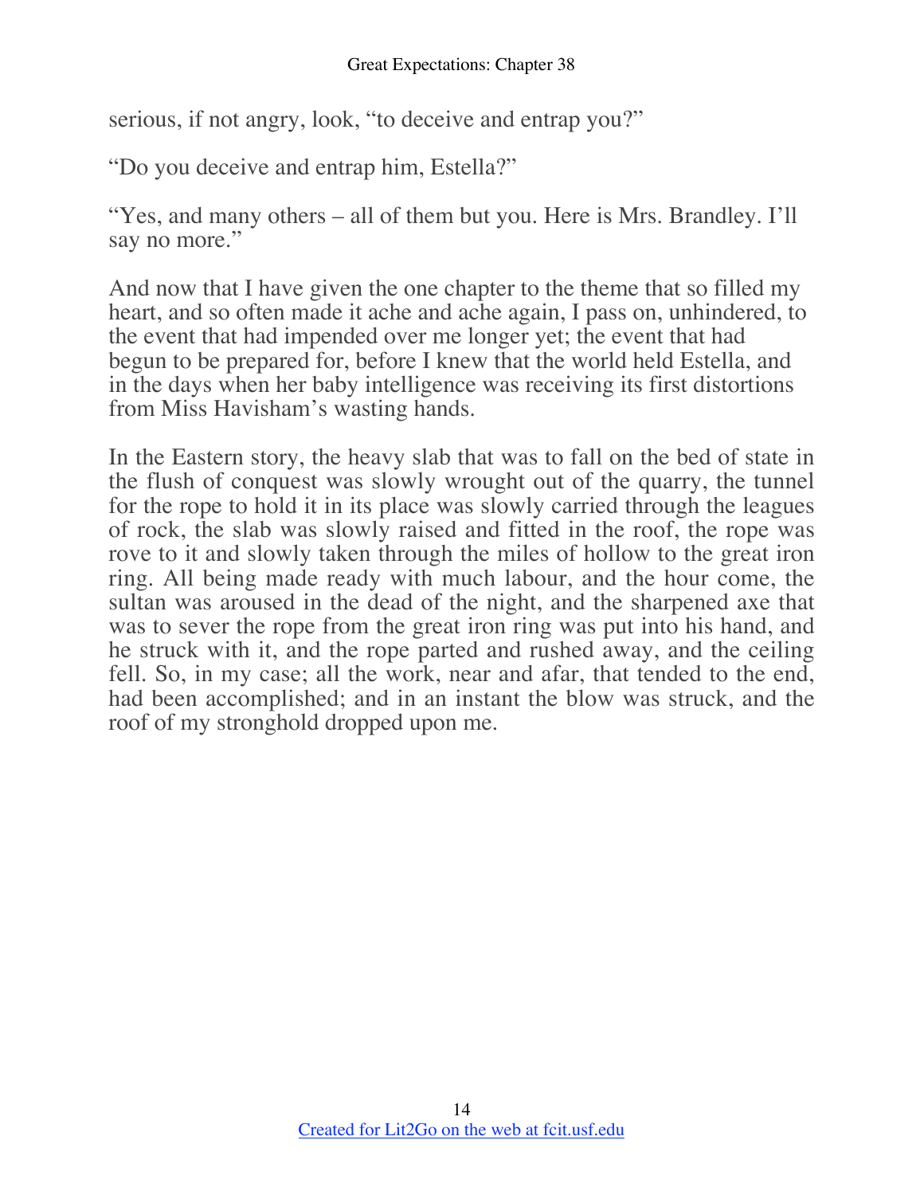serious, if not angry, look, "to deceive and entrap you?"

"Do you deceive and entrap him, Estella?"

"Yes, and many others – all of them but you. Here is Mrs. Brandley. I'll say no more."

And now that I have given the one chapter to the theme that so filled my heart, and so often made it ache and ache again, I pass on, unhindered, to the event that had impended over me longer yet; the event that had begun to be prepared for, before I knew that the world held Estella, and in the days when her baby intelligence was receiving its first distortions from Miss Havisham's wasting hands.

In the Eastern story, the heavy slab that was to fall on the bed of state in the flush of conquest was slowly wrought out of the quarry, the tunnel for the rope to hold it in its place was slowly carried through the leagues of rock, the slab was slowly raised and fitted in the roof, the rope was rove to it and slowly taken through the miles of hollow to the great iron ring. All being made ready with much labour, and the hour come, the sultan was aroused in the dead of the night, and the sharpened axe that was to sever the rope from the great iron ring was put into his hand, and he struck with it, and the rope parted and rushed away, and the ceiling fell. So, in my case; all the work, near and afar, that tended to the end, had been accomplished; and in an instant the blow was struck, and the roof of my stronghold dropped upon me.